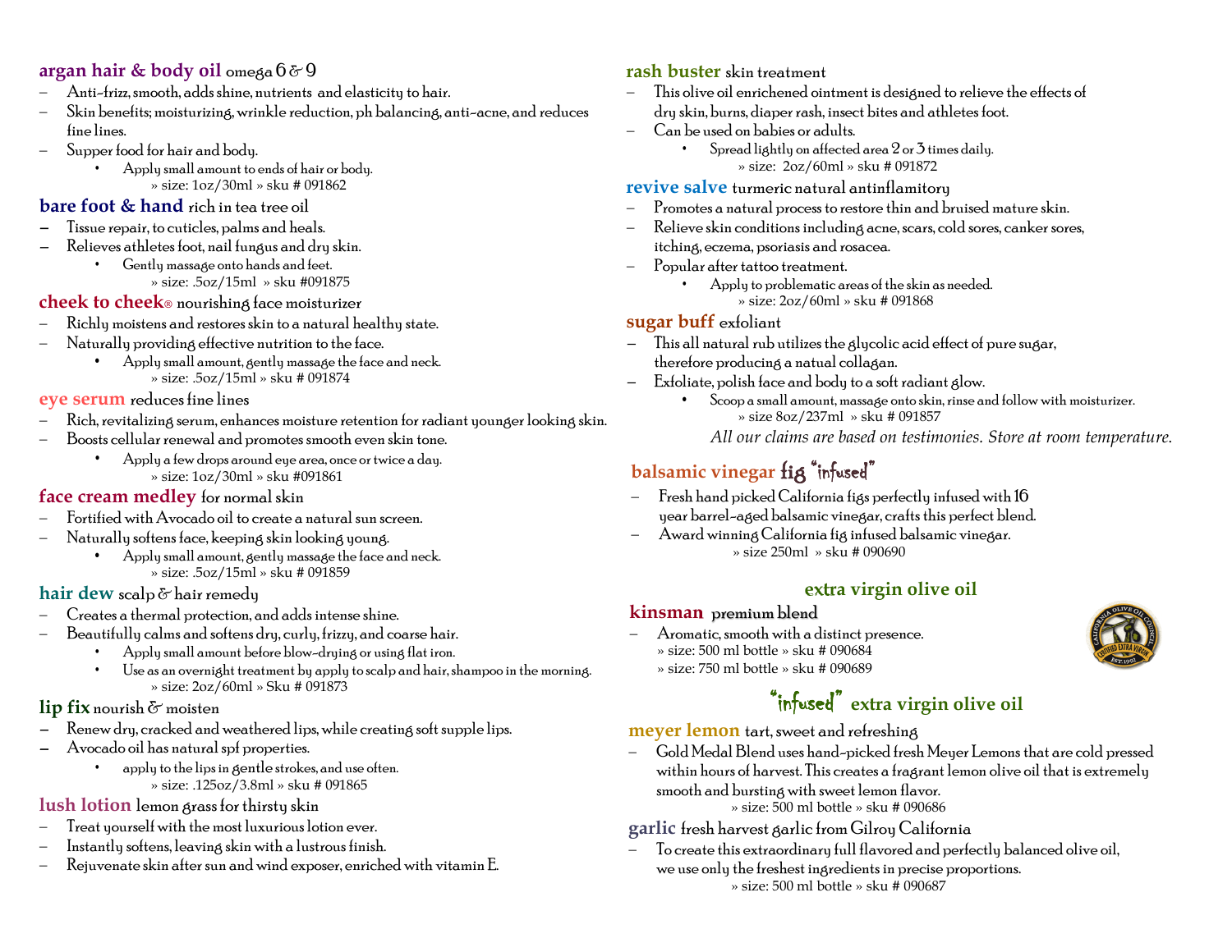**argan hair & body oil** omega 6 & 9

- Anti-frizz, smooth, adds shine, nutrients and elasticity to hair.
- Skin benefits; moisturizing, wrinkle reduction, ph balancing, anti-acne, and reduces fine lines.
- Supper food for hair and body.
  - Apply small amount to ends of hair or body.

» size: 1oz/30ml » sku # 091862

**bare foot & hand** rich in tea tree oil

- Tissue repair, to cuticles, palms and heals.
- Relieves athletes foot, nail fungus and dry skin.
  - Gently massage onto hands and feet.

» size: .5oz/15ml » sku #091875

**cheek to cheek®** nourishing face moisturizer

- Richly moistens and restores skin to a natural healthy state.
- Naturally providing effective nutrition to the face.
  - Apply small amount, gently massage the face and neck.

» size: .5oz/15ml » sku # 091874

**eye serum** reduces fine lines

- Rich, revitalizing serum, enhances moisture retention for radiant younger looking skin.
- Boosts cellular renewal and promotes smooth even skin tone.
  - Apply a few drops around eye area, once or twice a day.

» size: 1oz/30ml » sku #091861

**face cream medley** for normal skin

- Fortified with Avocado oil to create a natural sun screen.
- Naturally softens face, keeping skin looking young.
  - Apply small amount, gently massage the face and neck.

» size: .5oz/15ml » sku # 091859

**hair dew** scalp & hair remedy

- Creates a thermal protection, and adds intense shine.
- Beautifully calms and softens dry, curly, frizzy, and coarse hair.
  - Apply small amount before blow-drying or using flat iron.
  - Use as an overnight treatment by apply to scalp and hair, shampoo in the morning.

» size: 2oz/60ml » Sku # 091873

**lip fix** nourish & moisten

- Renew dry, cracked and weathered lips, while creating soft supple lips.
- Avocado oil has natural spf properties.
  - apply to the lips in gentle strokes, and use often.

» size: .125oz/3.8ml » sku # 091865

**lush lotion** lemon grass for thirsty skin

- Treat yourself with the most luxurious lotion ever.
- Instantly softens, leaving skin with a lustrous finish.
- Rejuvenate skin after sun and wind exposer, enriched with vitamin E.

**rash buster** skin treatment

- This olive oil enrichened ointment is designed to relieve the effects of dry skin, burns, diaper rash, insect bites and athletes foot.
- Can be used on babies or adults.
  - Spread lightly on affected area 2 or 3 times daily.

» size: 2oz/60ml » sku # 091872

**revive salve** turmeric natural antinflamitory

- Promotes a natural process to restore thin and bruised mature skin.
- Relieve skin conditions including acne, scars, cold sores, canker sores, itching, eczema, psoriasis and rosacea.
- Popular after tattoo treatment.
  - Apply to problematic areas of the skin as needed.

» size: 2oz/60ml » sku # 091868

**sugar buff** exfoliant

- This all natural rub utilizes the glycolic acid effect of pure sugar, therefore producing a natual collagan.
- Exfoliate, polish face and body to a soft radiant glow.
  - Scoop a small amount, massage onto skin, rinse and follow with moisturizer.

» size 8oz/237ml » sku # 091857

*All our claims are based on testimonies. Store at room temperature.*

**balsamic vinegar** fig "infused"

- Fresh hand picked California figs perfectly infused with 16 year barrel-aged balsamic vinegar, crafts this perfect blend.
- Award winning California fig infused balsamic vinegar.

» size 250ml » sku # 090690

## extra virgin olive oil

**kinsman** premium blend

- Aromatic, smooth with a distinct presence.

» size: 500 ml bottle » sku # 090684
» size: 750 ml bottle » sku # 090689

## "infused" extra virgin olive oil

**meyer lemon** tart, sweet and refreshing

- Gold Medal Blend uses hand-picked fresh Meyer Lemons that are cold pressed within hours of harvest. This creates a fragrant lemon olive oil that is extremely smooth and bursting with sweet lemon flavor.

» size: 500 ml bottle » sku # 090686

**garlic** fresh harvest garlic from Gilroy California

- To create this extraordinary full flavored and perfectly balanced olive oil, we use only the freshest ingredients in precise proportions.

» size: 500 ml bottle » sku # 090687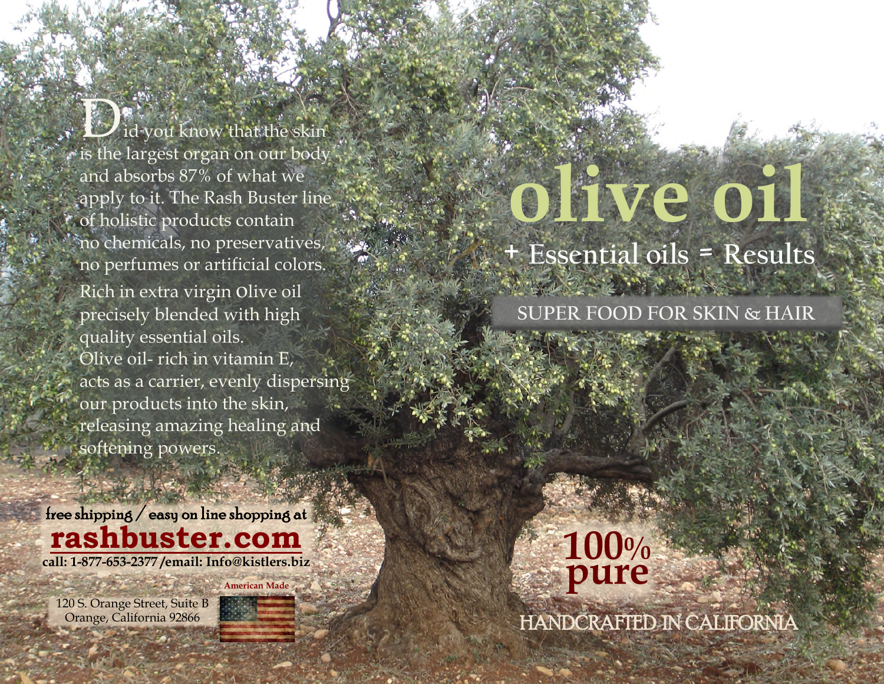Did you know that the skin is the largest organ on our body and absorbs 87% of what we apply to it. The Rash Buster line of holistic products contain no chemicals, no preservatives, no perfumes or artificial colors.

Rich in extra virgin Olive oil precisely blended with high quality essential oils.
Olive oil- rich in vitamin E, acts as a carrier, evenly dispersing our products into the skin, releasing amazing healing and softening powers.

# olive oil

## + Essential oils = Results

SUPER FOOD FOR SKIN & HAIR

free shipping / easy on line shopping at

**rashbuster.com**

**call: 1-877-653-2377 /email: Info@kistlers.biz**

120 S. Orange Street, Suite B
Orange, California 92866

**American Made**

**100% pure**

HANDCRAFTED IN CALIFORNIA